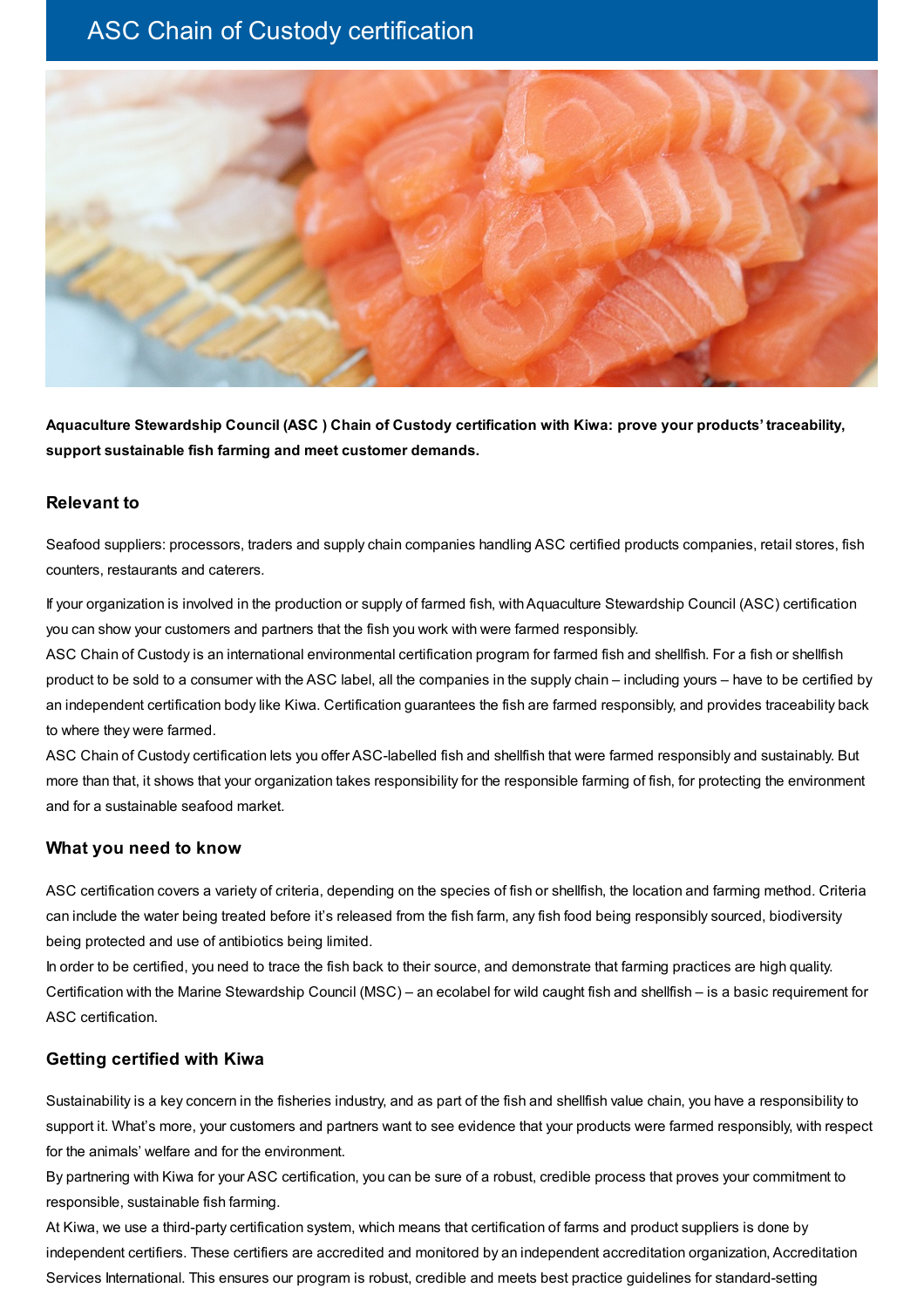# ASC Chain of Custody certification

**Aquaculture Stewardship Council (ASC ) Chain of Custody certification with Kiwa: prove your products' traceability, support sustainable fish farming and meet customer demands.**

### Relevant to

Seafood suppliers: processors, traders and supply chain companies handling ASC certified products companies, retail stores, fish counters, restaurants and caterers.

If your organization is involved in the production or supply of farmed fish, with Aquaculture Stewardship Council (ASC) certification you can show your customers and partners that the fish you work with were farmed responsibly.

ASC Chain of Custody is an international environmental certification program for farmed fish and shellfish. For a fish or shellfish product to be sold to a consumer with the ASC label, all the companies in the supply chain – including yours – have to be certified by an independent certification body like Kiwa. Certification guarantees the fish are farmed responsibly, and provides traceability back to where they were farmed.

ASC Chain of Custody certification lets you offer ASC-labelled fish and shellfish that were farmed responsibly and sustainably. But more than that, it shows that your organization takes responsibility for the responsible farming of fish, for protecting the environment and for a sustainable seafood market.

### What you need to know

ASC certification covers a variety of criteria, depending on the species of fish or shellfish, the location and farming method. Criteria can include the water being treated before it's released from the fish farm, any fish food being responsibly sourced, biodiversity being protected and use of antibiotics being limited.

In order to be certified, you need to trace the fish back to their source, and demonstrate that farming practices are high quality. Certification with the Marine Stewardship Council (MSC) – an ecolabel for wild caught fish and shellfish – is a basic requirement for ASC certification.

### Getting certified with Kiwa

Sustainability is a key concern in the fisheries industry, and as part of the fish and shellfish value chain, you have a responsibility to support it. What's more, your customers and partners want to see evidence that your products were farmed responsibly, with respect for the animals' welfare and for the environment.

By partnering with Kiwa for your ASC certification, you can be sure of a robust, credible process that proves your commitment to responsible, sustainable fish farming.

At Kiwa, we use a third-party certification system, which means that certification of farms and product suppliers is done by independent certifiers. These certifiers are accredited and monitored by an independent accreditation organization, Accreditation Services International. This ensures our program is robust, credible and meets best practice guidelines for standard-setting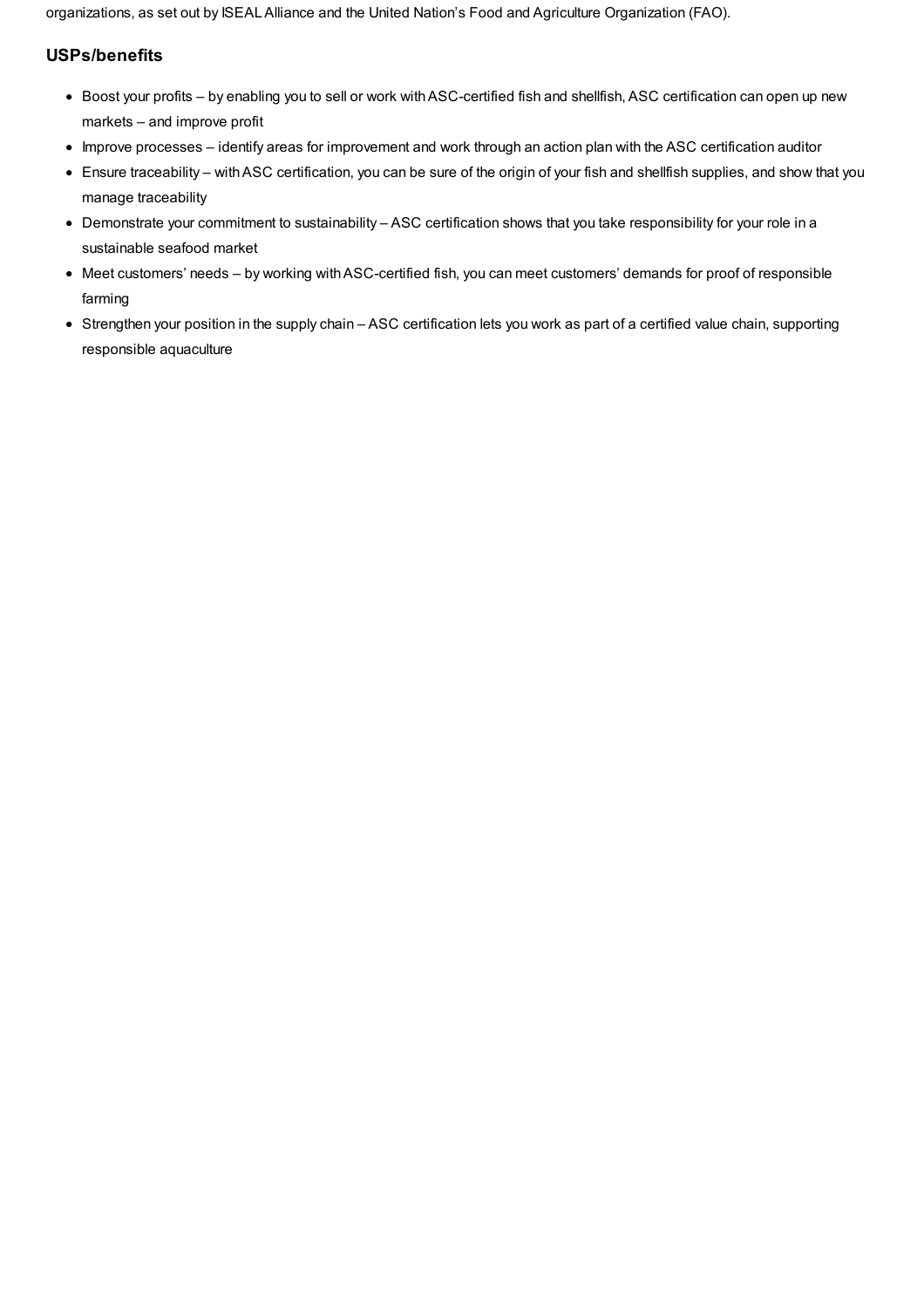organizations, as set out by ISEAL Alliance and the United Nation's Food and Agriculture Organization (FAO).

### USPs/benefits

- Boost your profits – by enabling you to sell or work with ASC-certified fish and shellfish, ASC certification can open up new markets – and improve profit
- Improve processes – identify areas for improvement and work through an action plan with the ASC certification auditor
- Ensure traceability – with ASC certification, you can be sure of the origin of your fish and shellfish supplies, and show that you manage traceability
- Demonstrate your commitment to sustainability – ASC certification shows that you take responsibility for your role in a sustainable seafood market
- Meet customers' needs – by working with ASC-certified fish, you can meet customers' demands for proof of responsible farming
- Strengthen your position in the supply chain – ASC certification lets you work as part of a certified value chain, supporting responsible aquaculture